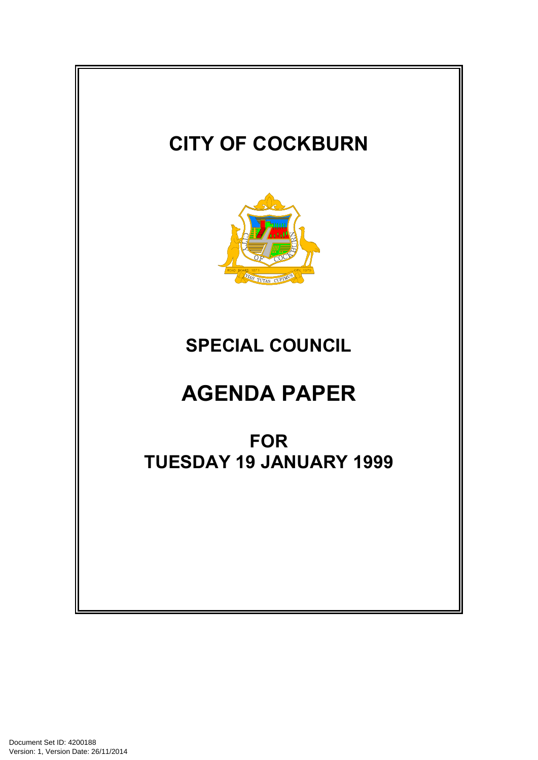# CITY OF COCKBURN

## SPECIAL COUNCIL

# AGENDA PAPER

## FOR
## TUESDAY 19 JANUARY 1999

Document Set ID: 4200188
Version: 1, Version Date: 26/11/2014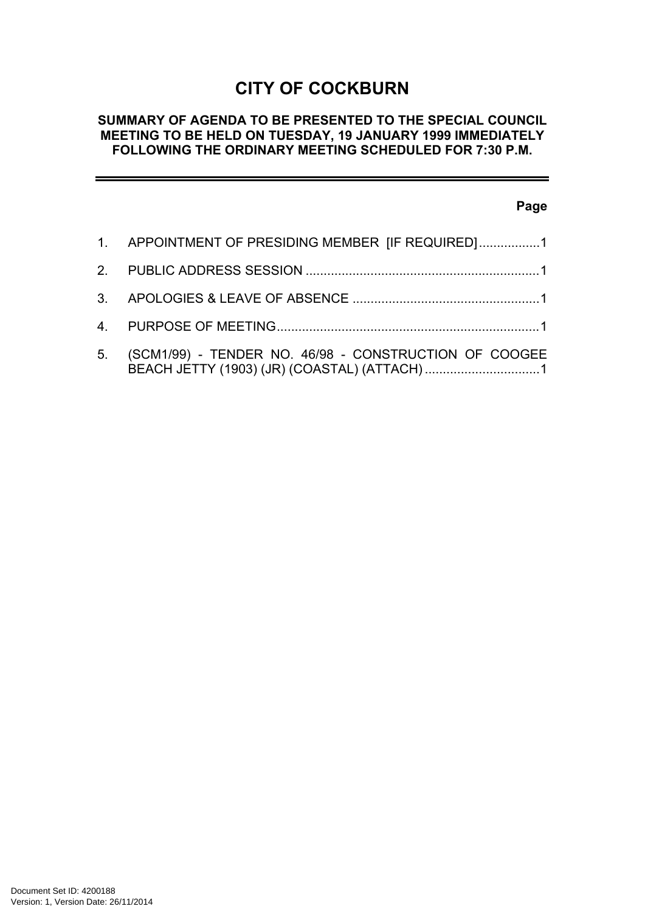# CITY OF COCKBURN

## SUMMARY OF AGENDA TO BE PRESENTED TO THE SPECIAL COUNCIL MEETING TO BE HELD ON TUESDAY, 19 JANUARY 1999 IMMEDIATELY FOLLOWING THE ORDINARY MEETING SCHEDULED FOR 7:30 P.M.

---

**Page**

1. APPOINTMENT OF PRESIDING MEMBER [IF REQUIRED] ................. 1
2. PUBLIC ADDRESS SESSION ................................................................. 1
3. APOLOGIES & LEAVE OF ABSENCE ................................................... 1
4. PURPOSE OF MEETING ......................................................................... 1
5. (SCM1/99) - TENDER NO. 46/98 - CONSTRUCTION OF COOGEE BEACH JETTY (1903) (JR) (COASTAL) (ATTACH) ................................ 1

Document Set ID: 4200188
Version: 1, Version Date: 26/11/2014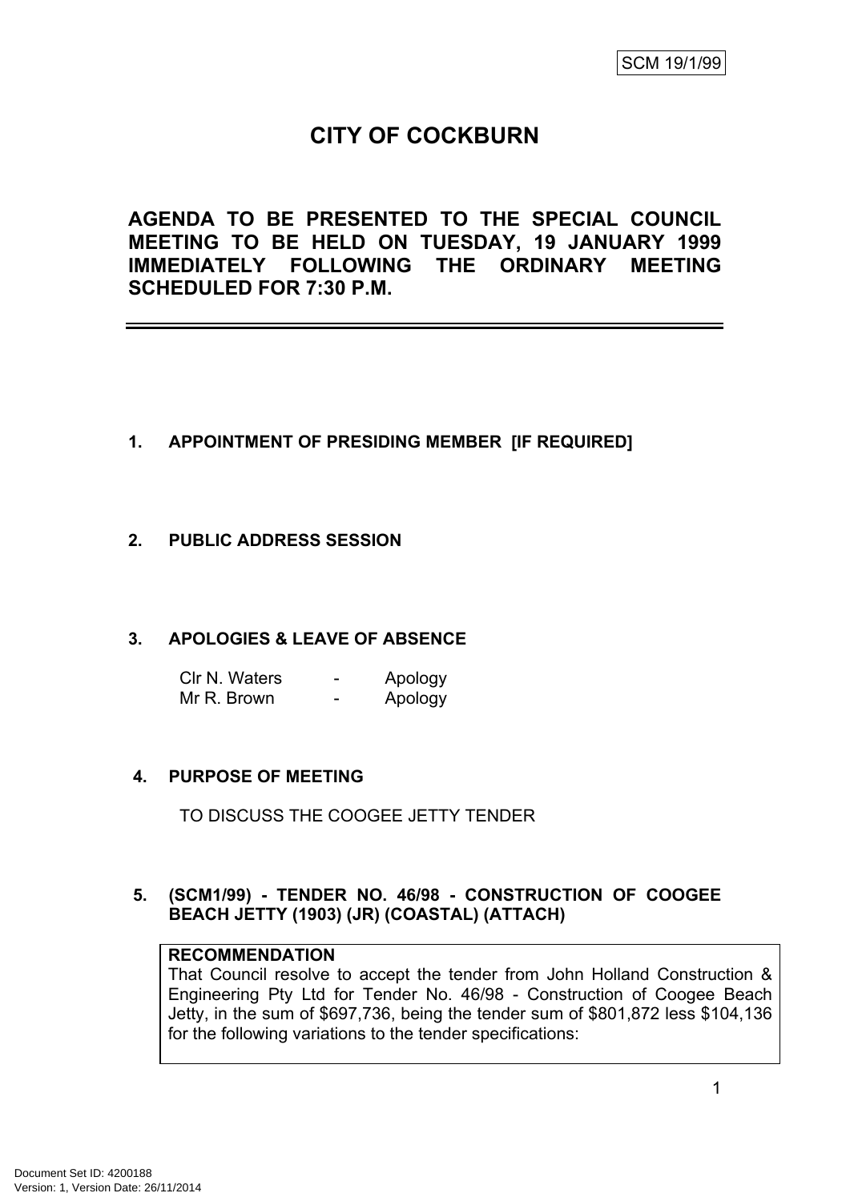SCM 19/1/99

# CITY OF COCKBURN

## AGENDA TO BE PRESENTED TO THE SPECIAL COUNCIL MEETING TO BE HELD ON TUESDAY, 19 JANUARY 1999 IMMEDIATELY FOLLOWING THE ORDINARY MEETING SCHEDULED FOR 7:30 P.M.

---

**1. APPOINTMENT OF PRESIDING MEMBER [IF REQUIRED]**

**2. PUBLIC ADDRESS SESSION**

**3. APOLOGIES & LEAVE OF ABSENCE**

Clr N. Waters - Apology
Mr R. Brown - Apology

**4. PURPOSE OF MEETING**

TO DISCUSS THE COOGEE JETTY TENDER

**5. (SCM1/99) - TENDER NO. 46/98 - CONSTRUCTION OF COOGEE BEACH JETTY (1903) (JR) (COASTAL) (ATTACH)**

**RECOMMENDATION**
That Council resolve to accept the tender from John Holland Construction & Engineering Pty Ltd for Tender No. 46/98 - Construction of Coogee Beach Jetty, in the sum of $697,736, being the tender sum of $801,872 less $104,136 for the following variations to the tender specifications:

Document Set ID: 4200188
Version: 1, Version Date: 26/11/2014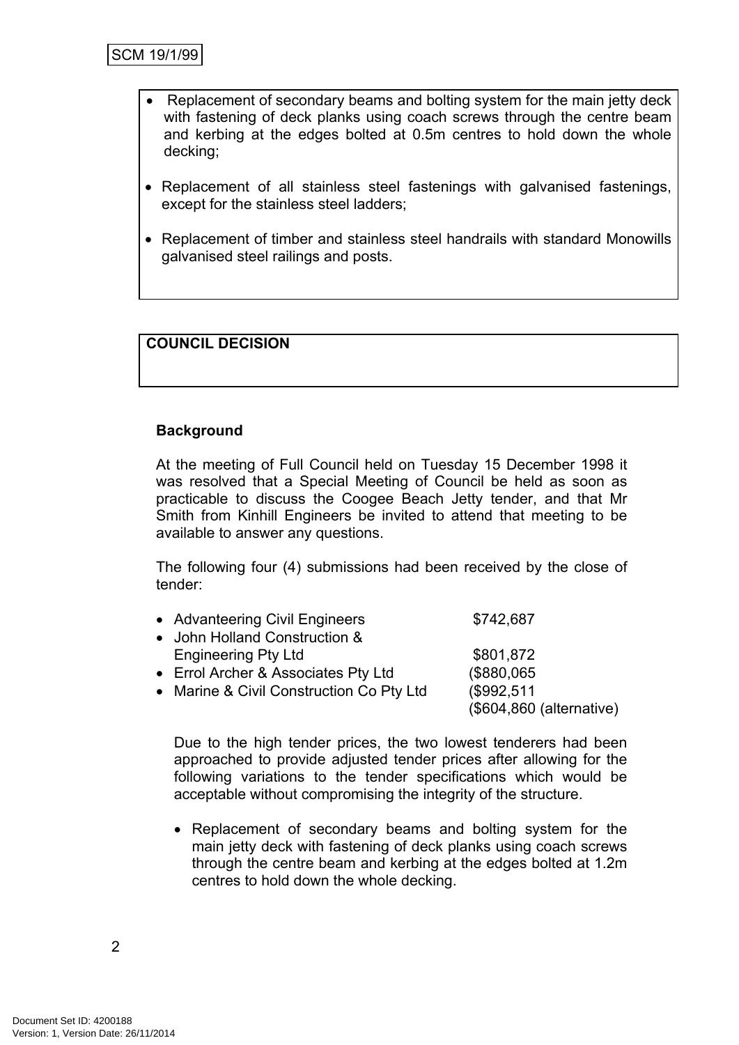- Replacement of secondary beams and bolting system for the main jetty deck with fastening of deck planks using coach screws through the centre beam and kerbing at the edges bolted at 0.5m centres to hold down the whole decking;

- Replacement of all stainless steel fastenings with galvanised fastenings, except for the stainless steel ladders;

- Replacement of timber and stainless steel handrails with standard Monowills galvanised steel railings and posts.

**COUNCIL DECISION**

**Background**

At the meeting of Full Council held on Tuesday 15 December 1998 it was resolved that a Special Meeting of Council be held as soon as practicable to discuss the Coogee Beach Jetty tender, and that Mr Smith from Kinhill Engineers be invited to attend that meeting to be available to answer any questions.

The following four (4) submissions had been received by the close of tender:

- Advanteering Civil Engineers $742,687
- John Holland Construction & Engineering Pty Ltd $801,872
- Errol Archer & Associates Pty Ltd ($880,065
- Marine & Civil Construction Co Pty Ltd ($992,511 ($604,860 (alternative)

Due to the high tender prices, the two lowest tenderers had been approached to provide adjusted tender prices after allowing for the following variations to the tender specifications which would be acceptable without compromising the integrity of the structure.

- Replacement of secondary beams and bolting system for the main jetty deck with fastening of deck planks using coach screws through the centre beam and kerbing at the edges bolted at 1.2m centres to hold down the whole decking.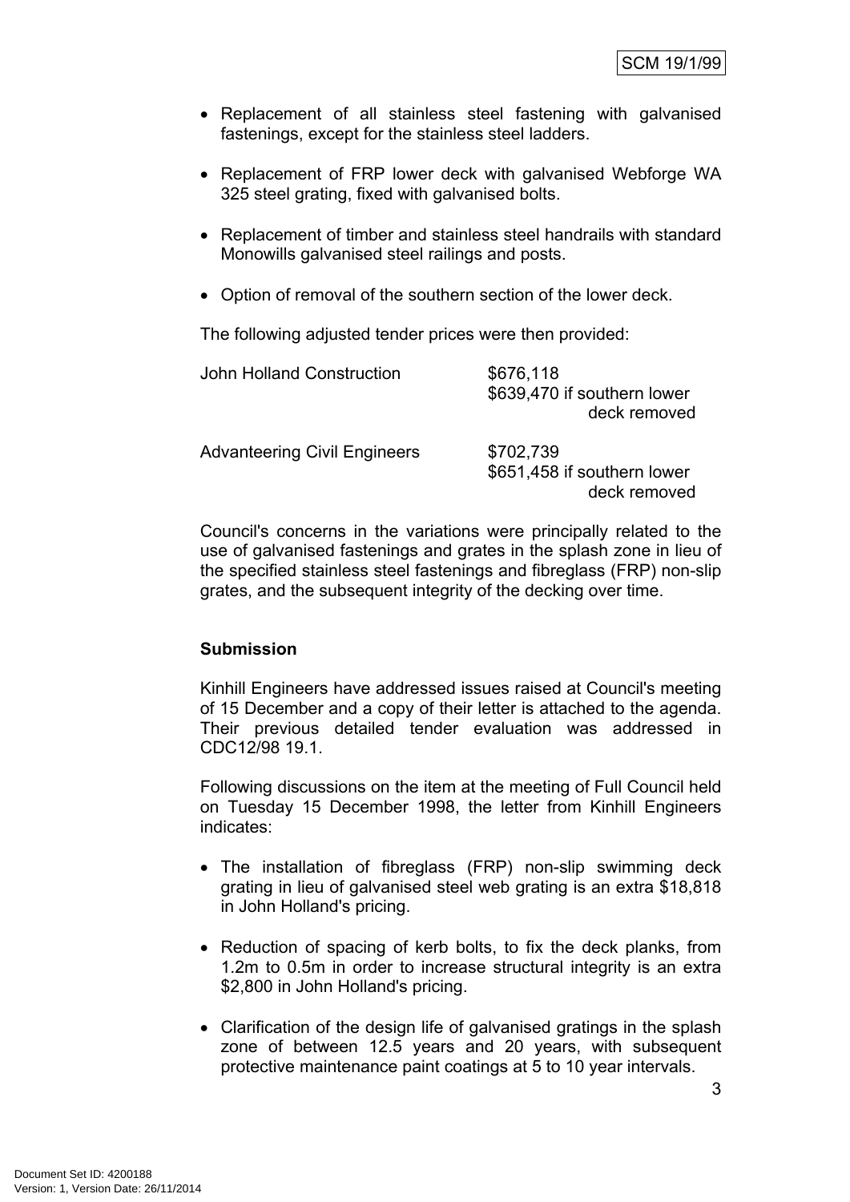- Replacement of all stainless steel fastening with galvanised fastenings, except for the stainless steel ladders.
- Replacement of FRP lower deck with galvanised Webforge WA 325 steel grating, fixed with galvanised bolts.
- Replacement of timber and stainless steel handrails with standard Monowills galvanised steel railings and posts.
- Option of removal of the southern section of the lower deck.

The following adjusted tender prices were then provided:

| | |
|---|---|
| John Holland Construction | $676,118<br>$639,470 if southern lower deck removed |
| Advanteering Civil Engineers | $702,739<br>$651,458 if southern lower deck removed |

Council's concerns in the variations were principally related to the use of galvanised fastenings and grates in the splash zone in lieu of the specified stainless steel fastenings and fibreglass (FRP) non-slip grates, and the subsequent integrity of the decking over time.

**Submission**

Kinhill Engineers have addressed issues raised at Council's meeting of 15 December and a copy of their letter is attached to the agenda. Their previous detailed tender evaluation was addressed in CDC12/98 19.1.

Following discussions on the item at the meeting of Full Council held on Tuesday 15 December 1998, the letter from Kinhill Engineers indicates:

- The installation of fibreglass (FRP) non-slip swimming deck grating in lieu of galvanised steel web grating is an extra $18,818 in John Holland's pricing.
- Reduction of spacing of kerb bolts, to fix the deck planks, from 1.2m to 0.5m in order to increase structural integrity is an extra $2,800 in John Holland's pricing.
- Clarification of the design life of galvanised gratings in the splash zone of between 12.5 years and 20 years, with subsequent protective maintenance paint coatings at 5 to 10 year intervals.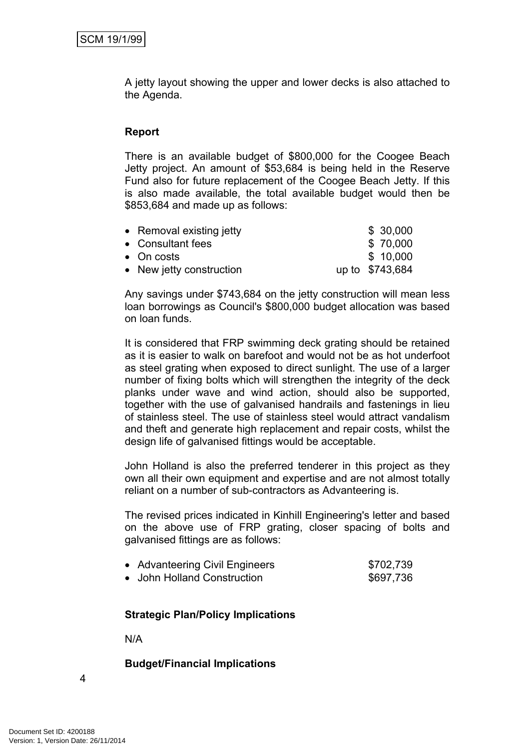A jetty layout showing the upper and lower decks is also attached to the Agenda.

**Report**

There is an available budget of $800,000 for the Coogee Beach Jetty project. An amount of $53,684 is being held in the Reserve Fund also for future replacement of the Coogee Beach Jetty. If this is also made available, the total available budget would then be $853,684 and made up as follows:

- Removal existing jetty $ 30,000
- Consultant fees $ 70,000
- On costs $ 10,000
- New jetty construction up to $743,684

Any savings under $743,684 on the jetty construction will mean less loan borrowings as Council's $800,000 budget allocation was based on loan funds.

It is considered that FRP swimming deck grating should be retained as it is easier to walk on barefoot and would not be as hot underfoot as steel grating when exposed to direct sunlight. The use of a larger number of fixing bolts which will strengthen the integrity of the deck planks under wave and wind action, should also be supported, together with the use of galvanised handrails and fastenings in lieu of stainless steel. The use of stainless steel would attract vandalism and theft and generate high replacement and repair costs, whilst the design life of galvanised fittings would be acceptable.

John Holland is also the preferred tenderer in this project as they own all their own equipment and expertise and are not almost totally reliant on a number of sub-contractors as Advanteering is.

The revised prices indicated in Kinhill Engineering's letter and based on the above use of FRP grating, closer spacing of bolts and galvanised fittings are as follows:

- Advanteering Civil Engineers $702,739
- John Holland Construction $697,736

**Strategic Plan/Policy Implications**

N/A

**Budget/Financial Implications**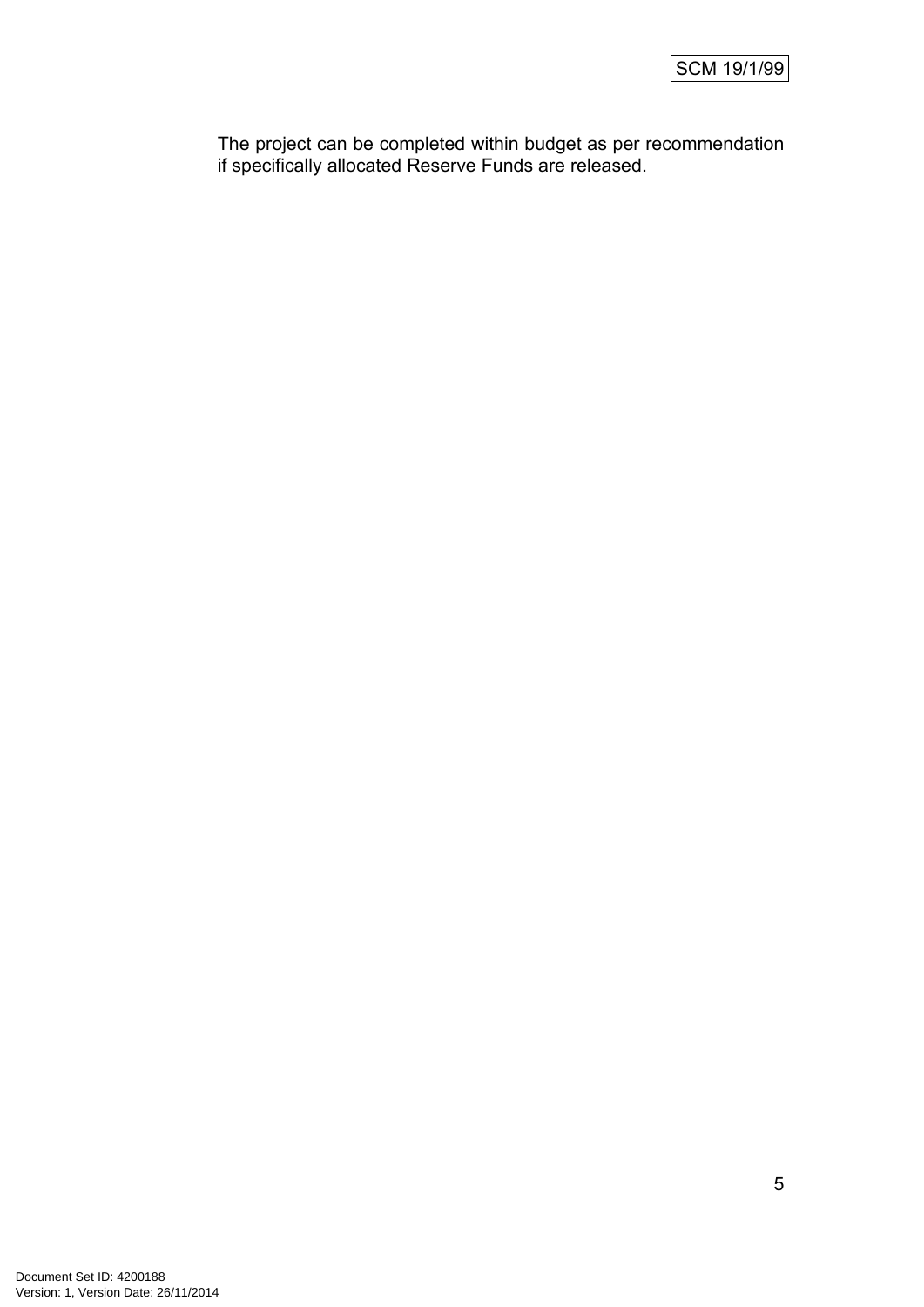The project can be completed within budget as per recommendation if specifically allocated Reserve Funds are released.